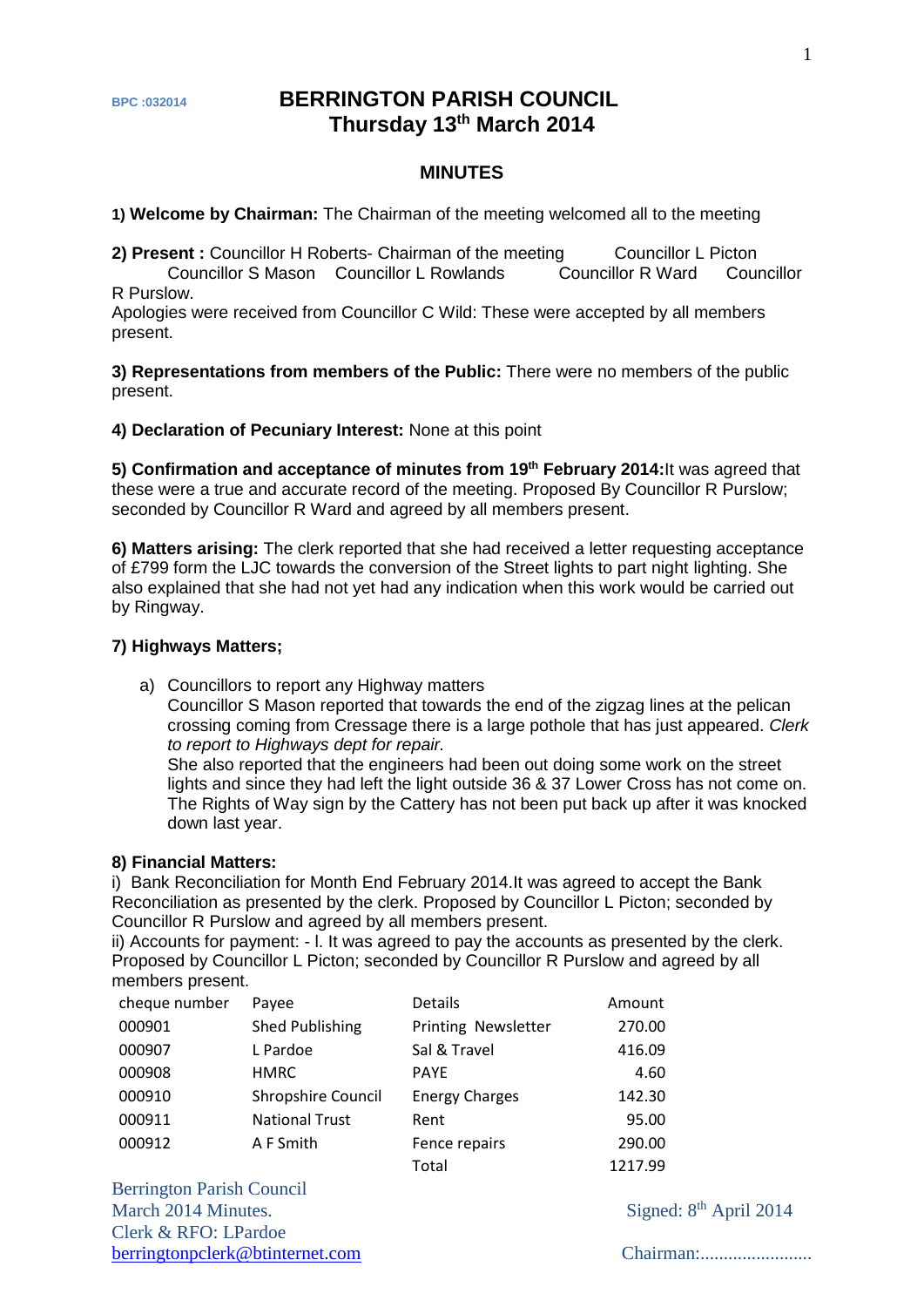BPC :032014

# BERRINGTON PARISH COUNCIL
## Thursday 13th March 2014

### MINUTES

**1) Welcome by Chairman:** The Chairman of the meeting welcomed all to the meeting

**2) Present :** Councillor H Roberts- Chairman of the meeting Councillor L Picton Councillor S Mason Councillor L Rowlands Councillor R Ward Councillor R Purslow.
Apologies were received from Councillor C Wild: These were accepted by all members present.

**3) Representations from members of the Public:** There were no members of the public present.

**4) Declaration of Pecuniary Interest:** None at this point

**5) Confirmation and acceptance of minutes from 19th February 2014:** It was agreed that these were a true and accurate record of the meeting. Proposed By Councillor R Purslow; seconded by Councillor R Ward and agreed by all members present.

**6) Matters arising:** The clerk reported that she had received a letter requesting acceptance of £799 form the LJC towards the conversion of the Street lights to part night lighting. She also explained that she had not yet had any indication when this work would be carried out by Ringway.

**7) Highways Matters;**

a) Councillors to report any Highway matters
Councillor S Mason reported that towards the end of the zigzag lines at the pelican crossing coming from Cressage there is a large pothole that has just appeared. *Clerk to report to Highways dept for repair.*
She also reported that the engineers had been out doing some work on the street lights and since they had left the light outside 36 & 37 Lower Cross has not come on. The Rights of Way sign by the Cattery has not been put back up after it was knocked down last year.

**8) Financial Matters:**
i) Bank Reconciliation for Month End February 2014.It was agreed to accept the Bank Reconciliation as presented by the clerk. Proposed by Councillor L Picton; seconded by Councillor R Purslow and agreed by all members present.
ii) Accounts for payment: - I. It was agreed to pay the accounts as presented by the clerk. Proposed by Councillor L Picton; seconded by Councillor R Purslow and agreed by all members present.

| cheque number | Payee | Details | Amount |
|---|---|---|---|
| 000901 | Shed Publishing | Printing Newsletter | 270.00 |
| 000907 | L Pardoe | Sal & Travel | 416.09 |
| 000908 | HMRC | PAYE | 4.60 |
| 000910 | Shropshire Council | Energy Charges | 142.30 |
| 000911 | National Trust | Rent | 95.00 |
| 000912 | A F Smith | Fence repairs | 290.00 |
| | | Total | 1217.99 |

Berrington Parish Council
March 2014 Minutes.
Clerk & RFO: LPardoe
berringtonpclerk@btinternet.com

Signed: 8th April 2014

Chairman:........................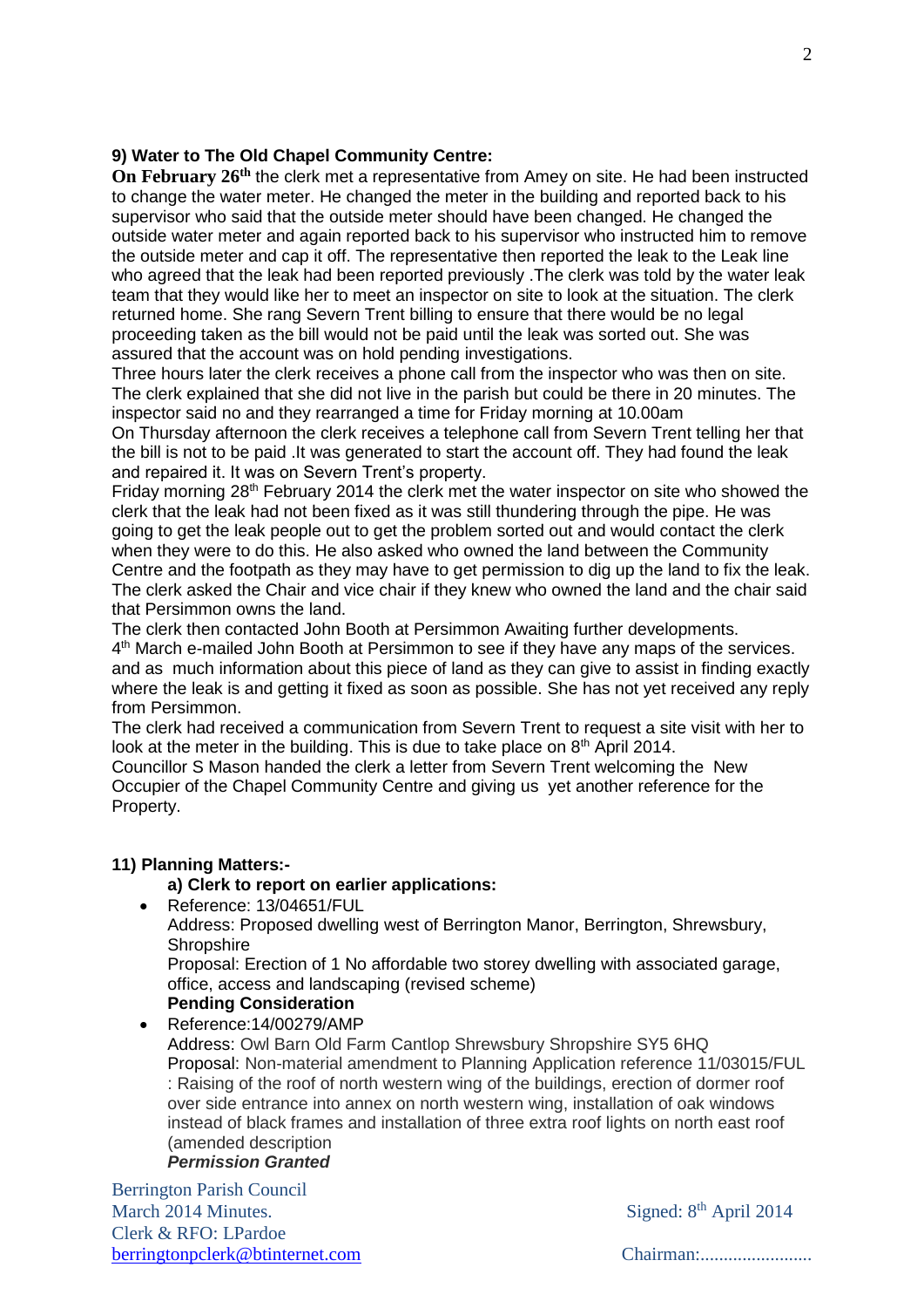### 9) Water to The Old Chapel Community Centre:

**On February 26th** the clerk met a representative from Amey on site. He had been instructed to change the water meter. He changed the meter in the building and reported back to his supervisor who said that the outside meter should have been changed. He changed the outside water meter and again reported back to his supervisor who instructed him to remove the outside meter and cap it off. The representative then reported the leak to the Leak line who agreed that the leak had been reported previously .The clerk was told by the water leak team that they would like her to meet an inspector on site to look at the situation. The clerk returned home. She rang Severn Trent billing to ensure that there would be no legal proceeding taken as the bill would not be paid until the leak was sorted out. She was assured that the account was on hold pending investigations.

Three hours later the clerk receives a phone call from the inspector who was then on site. The clerk explained that she did not live in the parish but could be there in 20 minutes. The inspector said no and they rearranged a time for Friday morning at 10.00am

On Thursday afternoon the clerk receives a telephone call from Severn Trent telling her that the bill is not to be paid .It was generated to start the account off. They had found the leak and repaired it. It was on Severn Trent's property.

Friday morning 28th February 2014 the clerk met the water inspector on site who showed the clerk that the leak had not been fixed as it was still thundering through the pipe. He was going to get the leak people out to get the problem sorted out and would contact the clerk when they were to do this. He also asked who owned the land between the Community Centre and the footpath as they may have to get permission to dig up the land to fix the leak. The clerk asked the Chair and vice chair if they knew who owned the land and the chair said that Persimmon owns the land.

The clerk then contacted John Booth at Persimmon Awaiting further developments.

4th March e-mailed John Booth at Persimmon to see if they have any maps of the services. and as much information about this piece of land as they can give to assist in finding exactly where the leak is and getting it fixed as soon as possible. She has not yet received any reply from Persimmon.

The clerk had received a communication from Severn Trent to request a site visit with her to look at the meter in the building. This is due to take place on 8th April 2014.

Councillor S Mason handed the clerk a letter from Severn Trent welcoming the New Occupier of the Chapel Community Centre and giving us yet another reference for the Property.

### 11) Planning Matters:-

**a) Clerk to report on earlier applications:**

- Reference: 13/04651/FUL
  Address: Proposed dwelling west of Berrington Manor, Berrington, Shrewsbury, Shropshire
  Proposal: Erection of 1 No affordable two storey dwelling with associated garage, office, access and landscaping (revised scheme)
  **Pending Consideration**
- Reference:14/00279/AMP
  Address: Owl Barn Old Farm Cantlop Shrewsbury Shropshire SY5 6HQ
  Proposal: Non-material amendment to Planning Application reference 11/03015/FUL : Raising of the roof of north western wing of the buildings, erection of dormer roof over side entrance into annex on north western wing, installation of oak windows instead of black frames and installation of three extra roof lights on north east roof (amended description
  ***Permission Granted***

Berrington Parish Council
March 2014 Minutes.
Clerk & RFO: LPardoe
berringtonpclerk@btinternet.com

Signed: 8th April 2014

Chairman:........................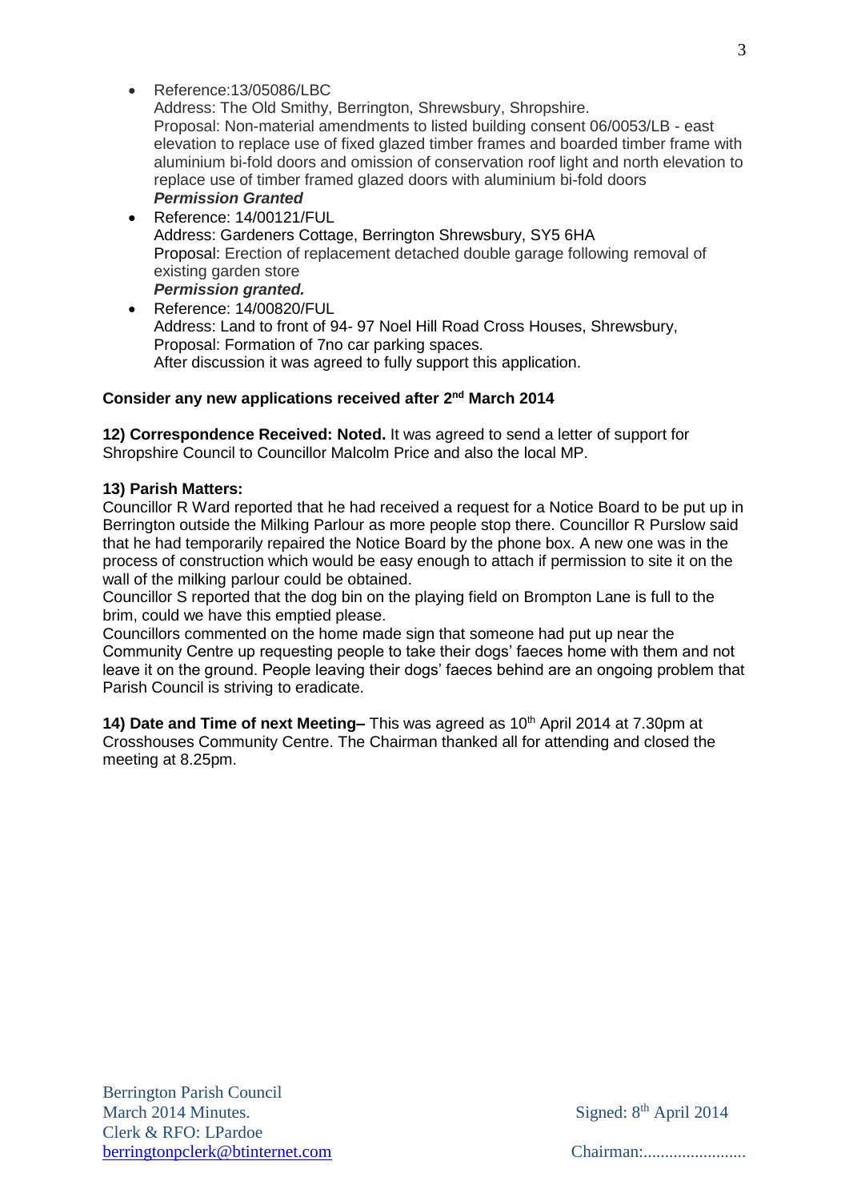- Reference:13/05086/LBC
  Address: The Old Smithy, Berrington, Shrewsbury, Shropshire.
  Proposal: Non-material amendments to listed building consent 06/0053/LB - east elevation to replace use of fixed glazed timber frames and boarded timber frame with aluminium bi-fold doors and omission of conservation roof light and north elevation to replace use of timber framed glazed doors with aluminium bi-fold doors
  ***Permission Granted***
- Reference: 14/00121/FUL
  Address: Gardeners Cottage, Berrington Shrewsbury, SY5 6HA
  Proposal: Erection of replacement detached double garage following removal of existing garden store
  ***Permission granted.***
- Reference: 14/00820/FUL
  Address: Land to front of 94- 97 Noel Hill Road Cross Houses, Shrewsbury,
  Proposal: Formation of 7no car parking spaces.
  After discussion it was agreed to fully support this application.

**Consider any new applications received after 2nd March 2014**

**12) Correspondence Received: Noted.** It was agreed to send a letter of support for Shropshire Council to Councillor Malcolm Price and also the local MP.

**13) Parish Matters:**
Councillor R Ward reported that he had received a request for a Notice Board to be put up in Berrington outside the Milking Parlour as more people stop there. Councillor R Purslow said that he had temporarily repaired the Notice Board by the phone box. A new one was in the process of construction which would be easy enough to attach if permission to site it on the wall of the milking parlour could be obtained.
Councillor S reported that the dog bin on the playing field on Brompton Lane is full to the brim, could we have this emptied please.
Councillors commented on the home made sign that someone had put up near the Community Centre up requesting people to take their dogs' faeces home with them and not leave it on the ground. People leaving their dogs' faeces behind are an ongoing problem that Parish Council is striving to eradicate.

**14) Date and Time of next Meeting–** This was agreed as 10th April 2014 at 7.30pm at Crosshouses Community Centre. The Chairman thanked all for attending and closed the meeting at 8.25pm.

Berrington Parish Council
March 2014 Minutes.
Clerk & RFO: LPardoe
berringtonpclerk@btinternet.com

Signed: 8th April 2014

Chairman:........................